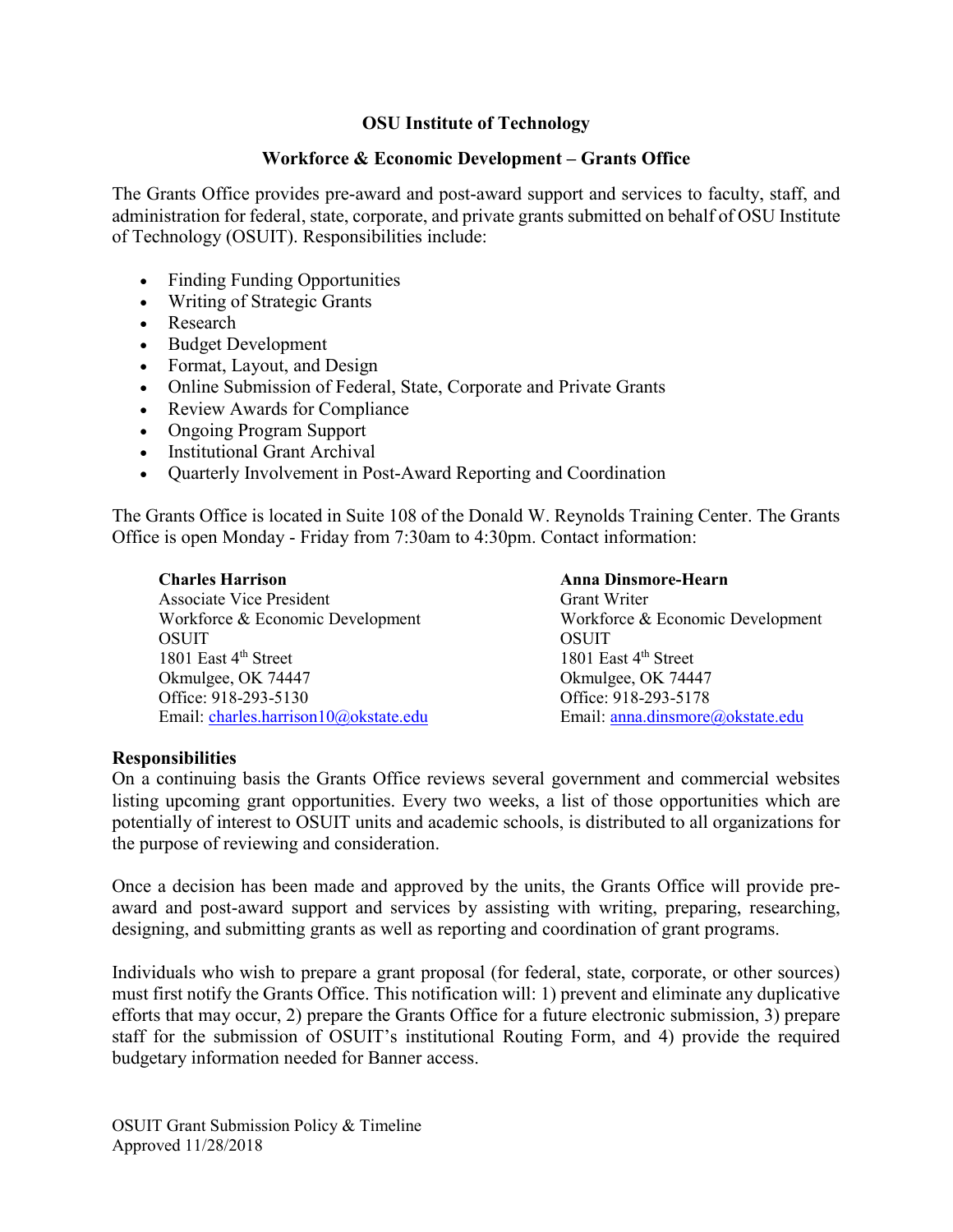# OSU Institute of Technology

## Workforce & Economic Development – Grants Office

The Grants Office provides pre-award and post-award support and services to faculty, staff, and administration for federal, state, corporate, and private grants submitted on behalf of OSU Institute of Technology (OSUIT). Responsibilities include:

- Finding Funding Opportunities
- Writing of Strategic Grants
- Research
- Budget Development
- Format, Layout, and Design
- Online Submission of Federal, State, Corporate and Private Grants
- Review Awards for Compliance
- Ongoing Program Support
- Institutional Grant Archival
- Quarterly Involvement in Post-Award Reporting and Coordination

The Grants Office is located in Suite 108 of the Donald W. Reynolds Training Center. The Grants Office is open Monday - Friday from 7:30am to 4:30pm. Contact information:

**Charles Harrison**
Associate Vice President
Workforce & Economic Development
OSUIT
1801 East 4th Street
Okmulgee, OK 74447
Office: 918-293-5130
Email: charles.harrison10@okstate.edu

**Anna Dinsmore-Hearn**
Grant Writer
Workforce & Economic Development
OSUIT
1801 East 4th Street
Okmulgee, OK 74447
Office: 918-293-5178
Email: anna.dinsmore@okstate.edu

**Responsibilities**

On a continuing basis the Grants Office reviews several government and commercial websites listing upcoming grant opportunities. Every two weeks, a list of those opportunities which are potentially of interest to OSUIT units and academic schools, is distributed to all organizations for the purpose of reviewing and consideration.

Once a decision has been made and approved by the units, the Grants Office will provide pre-award and post-award support and services by assisting with writing, preparing, researching, designing, and submitting grants as well as reporting and coordination of grant programs.

Individuals who wish to prepare a grant proposal (for federal, state, corporate, or other sources) must first notify the Grants Office. This notification will: 1) prevent and eliminate any duplicative efforts that may occur, 2) prepare the Grants Office for a future electronic submission, 3) prepare staff for the submission of OSUIT's institutional Routing Form, and 4) provide the required budgetary information needed for Banner access.

OSUIT Grant Submission Policy & Timeline
Approved 11/28/2018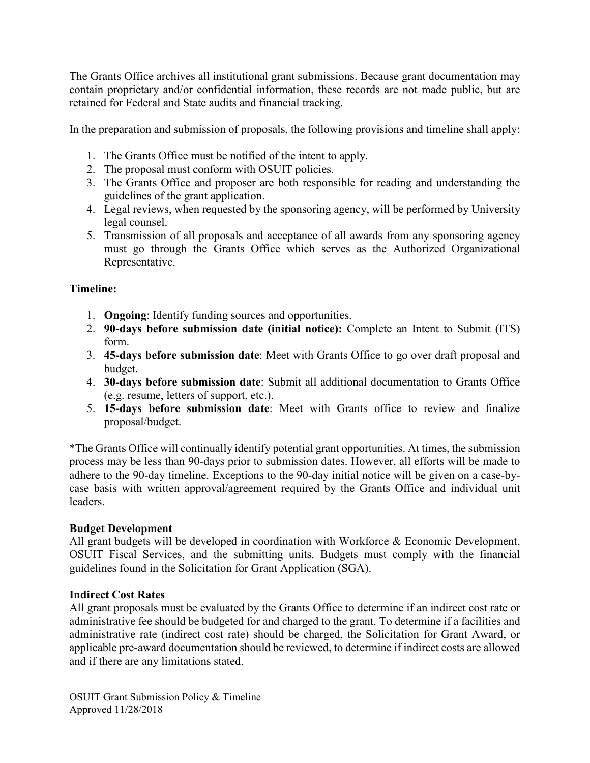The Grants Office archives all institutional grant submissions. Because grant documentation may contain proprietary and/or confidential information, these records are not made public, but are retained for Federal and State audits and financial tracking.

In the preparation and submission of proposals, the following provisions and timeline shall apply:

1. The Grants Office must be notified of the intent to apply.
2. The proposal must conform with OSUIT policies.
3. The Grants Office and proposer are both responsible for reading and understanding the guidelines of the grant application.
4. Legal reviews, when requested by the sponsoring agency, will be performed by University legal counsel.
5. Transmission of all proposals and acceptance of all awards from any sponsoring agency must go through the Grants Office which serves as the Authorized Organizational Representative.

**Timeline:**

1. **Ongoing**: Identify funding sources and opportunities.
2. **90-days before submission date (initial notice):** Complete an Intent to Submit (ITS) form.
3. **45-days before submission date**: Meet with Grants Office to go over draft proposal and budget.
4. **30-days before submission date**: Submit all additional documentation to Grants Office (e.g. resume, letters of support, etc.).
5. **15-days before submission date**: Meet with Grants office to review and finalize proposal/budget.

*The Grants Office will continually identify potential grant opportunities. At times, the submission process may be less than 90-days prior to submission dates. However, all efforts will be made to adhere to the 90-day timeline. Exceptions to the 90-day initial notice will be given on a case-by-case basis with written approval/agreement required by the Grants Office and individual unit leaders.

**Budget Development**

All grant budgets will be developed in coordination with Workforce & Economic Development, OSUIT Fiscal Services, and the submitting units. Budgets must comply with the financial guidelines found in the Solicitation for Grant Application (SGA).

**Indirect Cost Rates**

All grant proposals must be evaluated by the Grants Office to determine if an indirect cost rate or administrative fee should be budgeted for and charged to the grant. To determine if a facilities and administrative rate (indirect cost rate) should be charged, the Solicitation for Grant Award, or applicable pre-award documentation should be reviewed, to determine if indirect costs are allowed and if there are any limitations stated.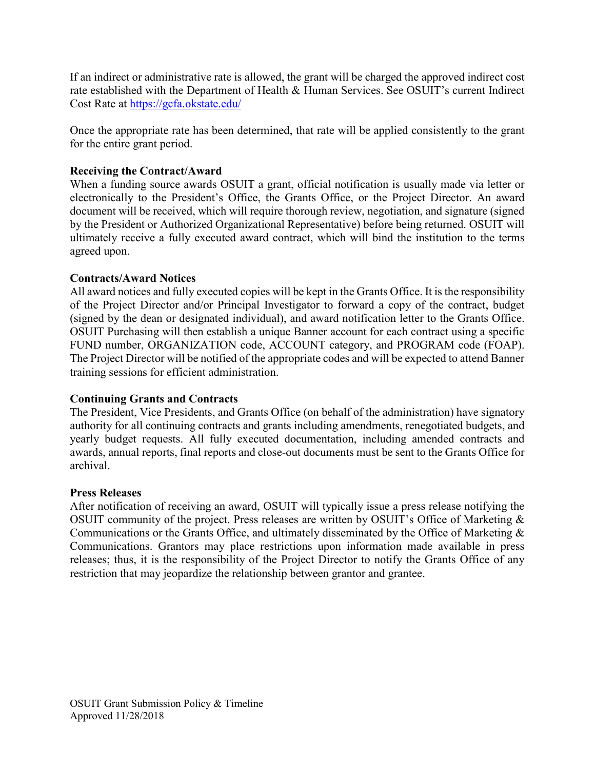If an indirect or administrative rate is allowed, the grant will be charged the approved indirect cost rate established with the Department of Health & Human Services. See OSUIT's current Indirect Cost Rate at https://gcfa.okstate.edu/

Once the appropriate rate has been determined, that rate will be applied consistently to the grant for the entire grant period.

**Receiving the Contract/Award**

When a funding source awards OSUIT a grant, official notification is usually made via letter or electronically to the President's Office, the Grants Office, or the Project Director. An award document will be received, which will require thorough review, negotiation, and signature (signed by the President or Authorized Organizational Representative) before being returned. OSUIT will ultimately receive a fully executed award contract, which will bind the institution to the terms agreed upon.

**Contracts/Award Notices**

All award notices and fully executed copies will be kept in the Grants Office. It is the responsibility of the Project Director and/or Principal Investigator to forward a copy of the contract, budget (signed by the dean or designated individual), and award notification letter to the Grants Office. OSUIT Purchasing will then establish a unique Banner account for each contract using a specific FUND number, ORGANIZATION code, ACCOUNT category, and PROGRAM code (FOAP). The Project Director will be notified of the appropriate codes and will be expected to attend Banner training sessions for efficient administration.

**Continuing Grants and Contracts**

The President, Vice Presidents, and Grants Office (on behalf of the administration) have signatory authority for all continuing contracts and grants including amendments, renegotiated budgets, and yearly budget requests. All fully executed documentation, including amended contracts and awards, annual reports, final reports and close-out documents must be sent to the Grants Office for archival.

**Press Releases**

After notification of receiving an award, OSUIT will typically issue a press release notifying the OSUIT community of the project. Press releases are written by OSUIT's Office of Marketing & Communications or the Grants Office, and ultimately disseminated by the Office of Marketing & Communications. Grantors may place restrictions upon information made available in press releases; thus, it is the responsibility of the Project Director to notify the Grants Office of any restriction that may jeopardize the relationship between grantor and grantee.